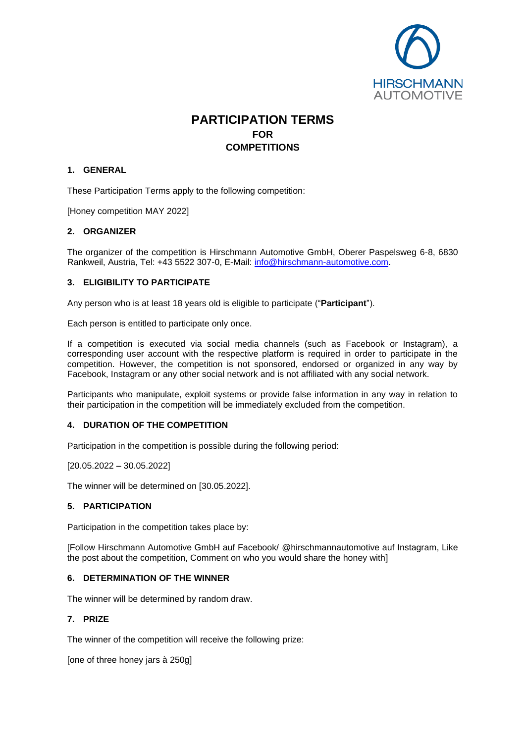HIRSCHMANN AUTOMOTIVE

# PARTICIPATION TERMS
## FOR
## COMPETITIONS

### 1. GENERAL

These Participation Terms apply to the following competition:

[Honey competition MAY 2022]

### 2. ORGANIZER

The organizer of the competition is Hirschmann Automotive GmbH, Oberer Paspelsweg 6-8, 6830 Rankweil, Austria, Tel: +43 5522 307-0, E-Mail: info@hirschmann-automotive.com.

### 3. ELIGIBILITY TO PARTICIPATE

Any person who is at least 18 years old is eligible to participate ("**Participant**").

Each person is entitled to participate only once.

If a competition is executed via social media channels (such as Facebook or Instagram), a corresponding user account with the respective platform is required in order to participate in the competition. However, the competition is not sponsored, endorsed or organized in any way by Facebook, Instagram or any other social network and is not affiliated with any social network.

Participants who manipulate, exploit systems or provide false information in any way in relation to their participation in the competition will be immediately excluded from the competition.

### 4. DURATION OF THE COMPETITION

Participation in the competition is possible during the following period:

[20.05.2022 – 30.05.2022]

The winner will be determined on [30.05.2022].

### 5. PARTICIPATION

Participation in the competition takes place by:

[Follow Hirschmann Automotive GmbH auf Facebook/ @hirschmannautomotive auf Instagram, Like the post about the competition, Comment on who you would share the honey with]

### 6. DETERMINATION OF THE WINNER

The winner will be determined by random draw.

### 7. PRIZE

The winner of the competition will receive the following prize:

[one of three honey jars à 250g]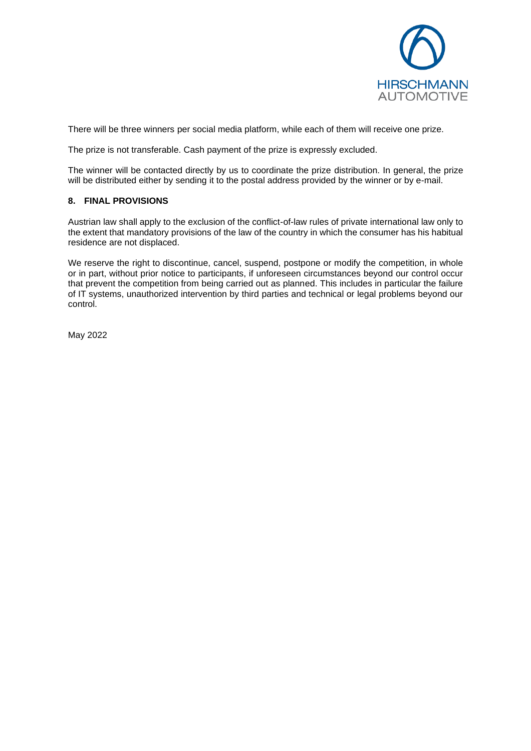There will be three winners per social media platform, while each of them will receive one prize.

The prize is not transferable. Cash payment of the prize is expressly excluded.

The winner will be contacted directly by us to coordinate the prize distribution. In general, the prize will be distributed either by sending it to the postal address provided by the winner or by e-mail.

## 8. FINAL PROVISIONS

Austrian law shall apply to the exclusion of the conflict-of-law rules of private international law only to the extent that mandatory provisions of the law of the country in which the consumer has his habitual residence are not displaced.

We reserve the right to discontinue, cancel, suspend, postpone or modify the competition, in whole or in part, without prior notice to participants, if unforeseen circumstances beyond our control occur that prevent the competition from being carried out as planned. This includes in particular the failure of IT systems, unauthorized intervention by third parties and technical or legal problems beyond our control.

May 2022